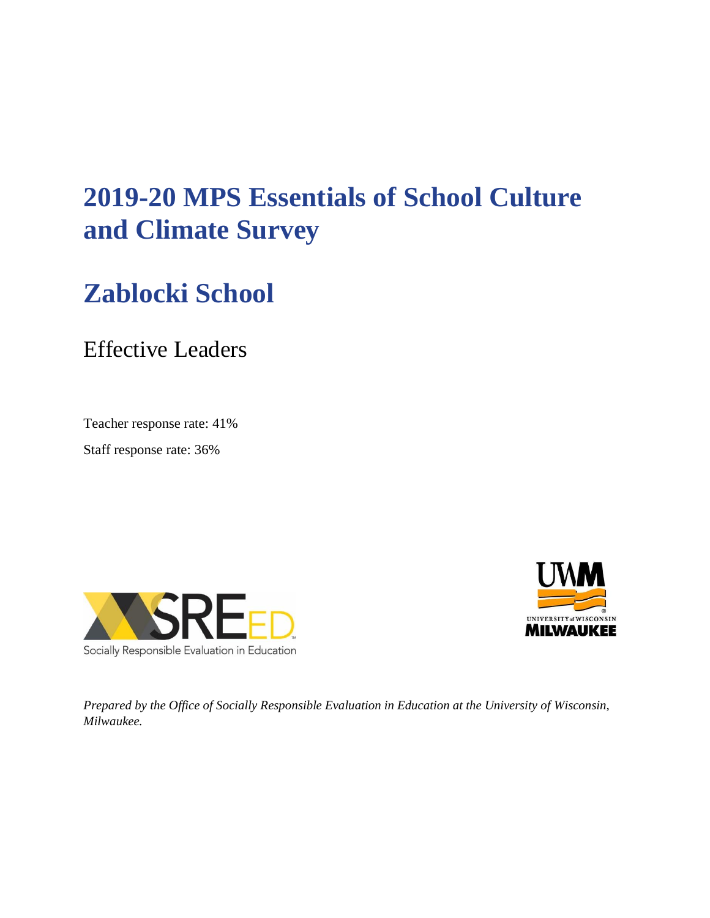# 2019-20 MPS Essentials of School Culture and Climate Survey

# Zablocki School

## Effective Leaders

Teacher response rate: 41%

Staff response rate: 36%

Socially Responsible Evaluation in Education

*Prepared by the Office of Socially Responsible Evaluation in Education at the University of Wisconsin, Milwaukee.*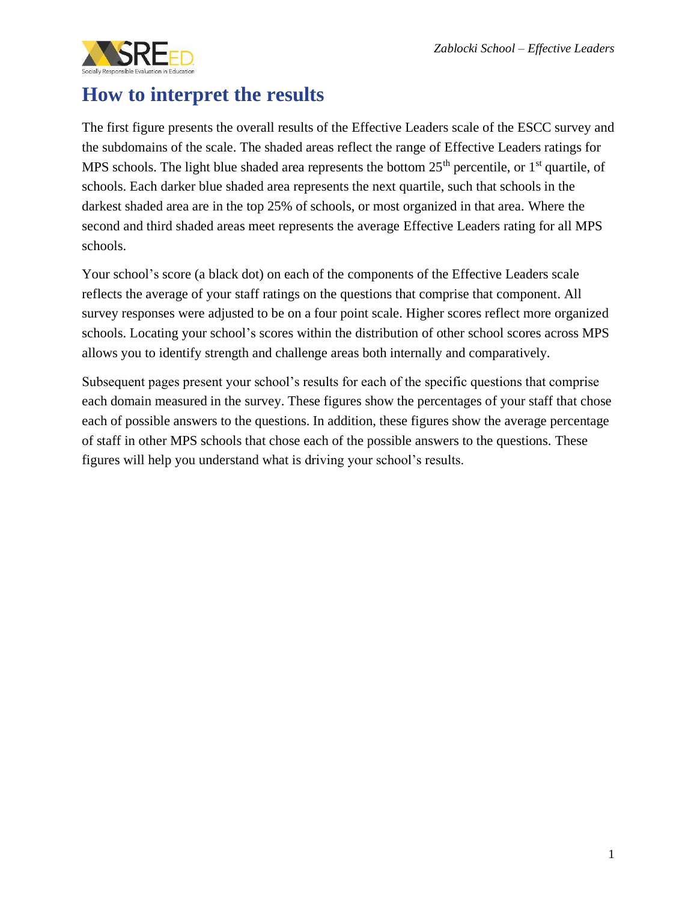# How to interpret the results

The first figure presents the overall results of the Effective Leaders scale of the ESCC survey and the subdomains of the scale. The shaded areas reflect the range of Effective Leaders ratings for MPS schools. The light blue shaded area represents the bottom 25$^{th}$ percentile, or 1$^{st}$ quartile, of schools. Each darker blue shaded area represents the next quartile, such that schools in the darkest shaded area are in the top 25% of schools, or most organized in that area. Where the second and third shaded areas meet represents the average Effective Leaders rating for all MPS schools.

Your school's score (a black dot) on each of the components of the Effective Leaders scale reflects the average of your staff ratings on the questions that comprise that component. All survey responses were adjusted to be on a four point scale. Higher scores reflect more organized schools. Locating your school's scores within the distribution of other school scores across MPS allows you to identify strength and challenge areas both internally and comparatively.

Subsequent pages present your school's results for each of the specific questions that comprise each domain measured in the survey. These figures show the percentages of your staff that chose each of possible answers to the questions. In addition, these figures show the average percentage of staff in other MPS schools that chose each of the possible answers to the questions. These figures will help you understand what is driving your school's results.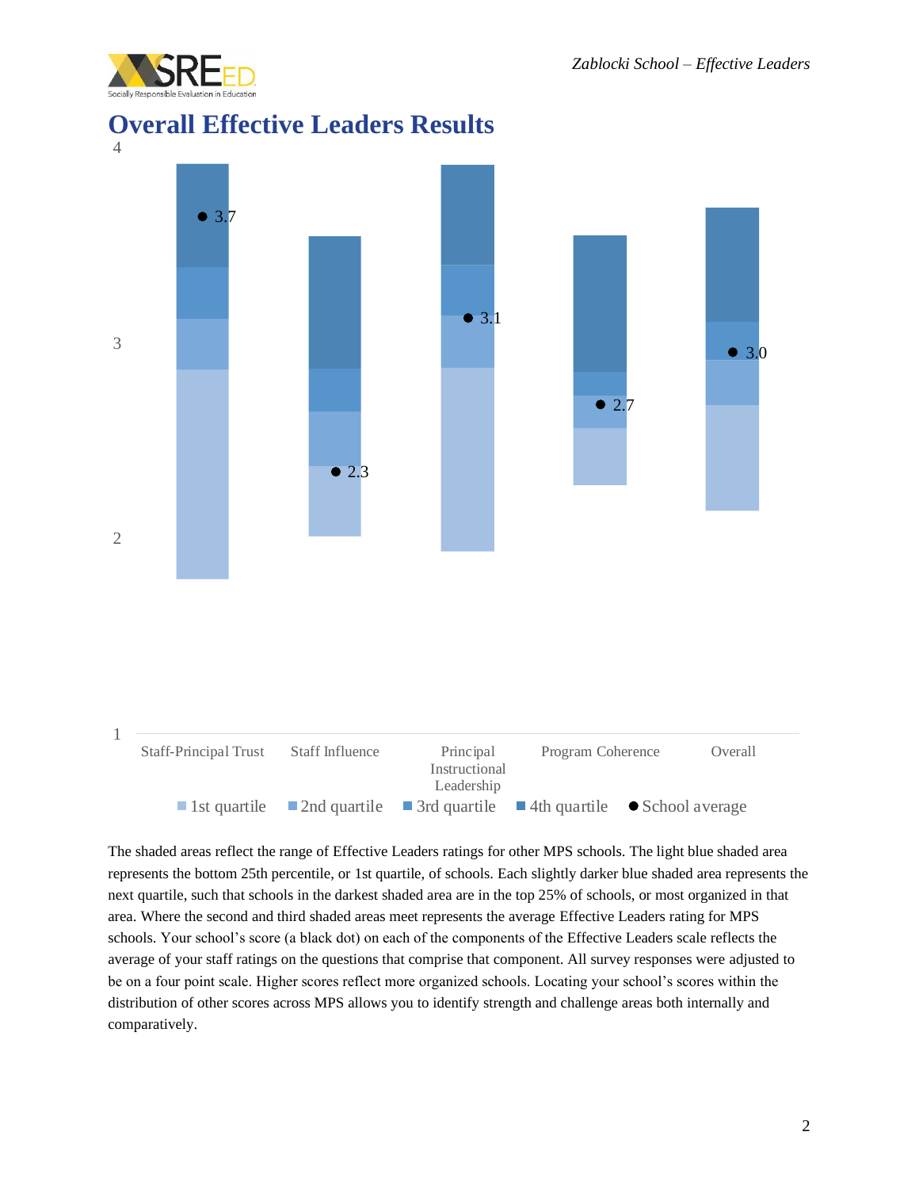# Overall Effective Leaders Results

| | Staff-Principal Trust | Staff Influence | Principal Instructional Leadership | Program Coherence | Overall |
|---|---|---|---|---|---|
| School average | 3.7 | 2.3 | 3.1 | 2.7 | 3.0 |

The shaded areas reflect the range of Effective Leaders ratings for other MPS schools. The light blue shaded area represents the bottom 25th percentile, or 1st quartile, of schools. Each slightly darker blue shaded area represents the next quartile, such that schools in the darkest shaded area are in the top 25% of schools, or most organized in that area. Where the second and third shaded areas meet represents the average Effective Leaders rating for MPS schools. Your school's score (a black dot) on each of the components of the Effective Leaders scale reflects the average of your staff ratings on the questions that comprise that component. All survey responses were adjusted to be on a four point scale. Higher scores reflect more organized schools. Locating your school's scores within the distribution of other scores across MPS allows you to identify strength and challenge areas both internally and comparatively.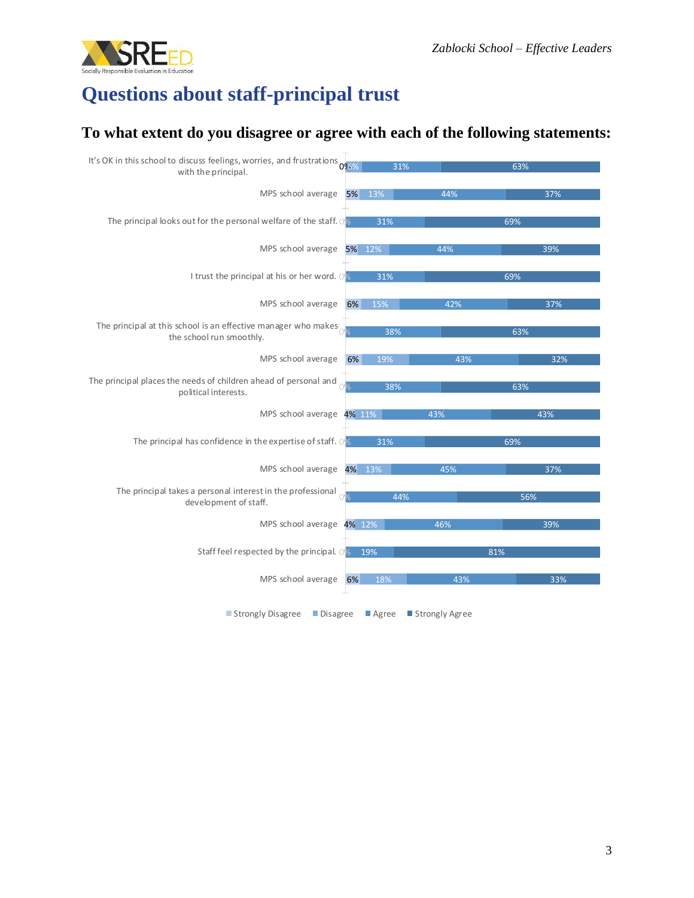# Questions about staff-principal trust

## To what extent do you disagree or agree with each of the following statements:

| Statement | Strongly Disagree | Disagree | Agree | Strongly Agree |
|---|---|---|---|---|
| It's OK in this school to discuss feelings, worries, and frustrations with the principal. | 0% | 6% | 31% | 63% |
| MPS school average | 5% | 13% | 44% | 37% |
| The principal looks out for the personal welfare of the staff. | 0% | | 31% | 69% |
| MPS school average | 5% | 12% | 44% | 39% |
| I trust the principal at his or her word. | 0% | | 31% | 69% |
| MPS school average | 6% | 15% | 42% | 37% |
| The principal at this school is an effective manager who makes the school run smoothly. | 0% | | 38% | 63% |
| MPS school average | 6% | 19% | 43% | 32% |
| The principal places the needs of children ahead of personal and political interests. | 0% | | 38% | 63% |
| MPS school average | 4% | 11% | 43% | 43% |
| The principal has confidence in the expertise of staff. | 0% | | 31% | 69% |
| MPS school average | 4% | 13% | 45% | 37% |
| The principal takes a personal interest in the professional development of staff. | 0% | | 44% | 56% |
| MPS school average | 4% | 12% | 46% | 39% |
| Staff feel respected by the principal. | 0% | | 19% | 81% |
| MPS school average | 6% | 18% | 43% | 33% |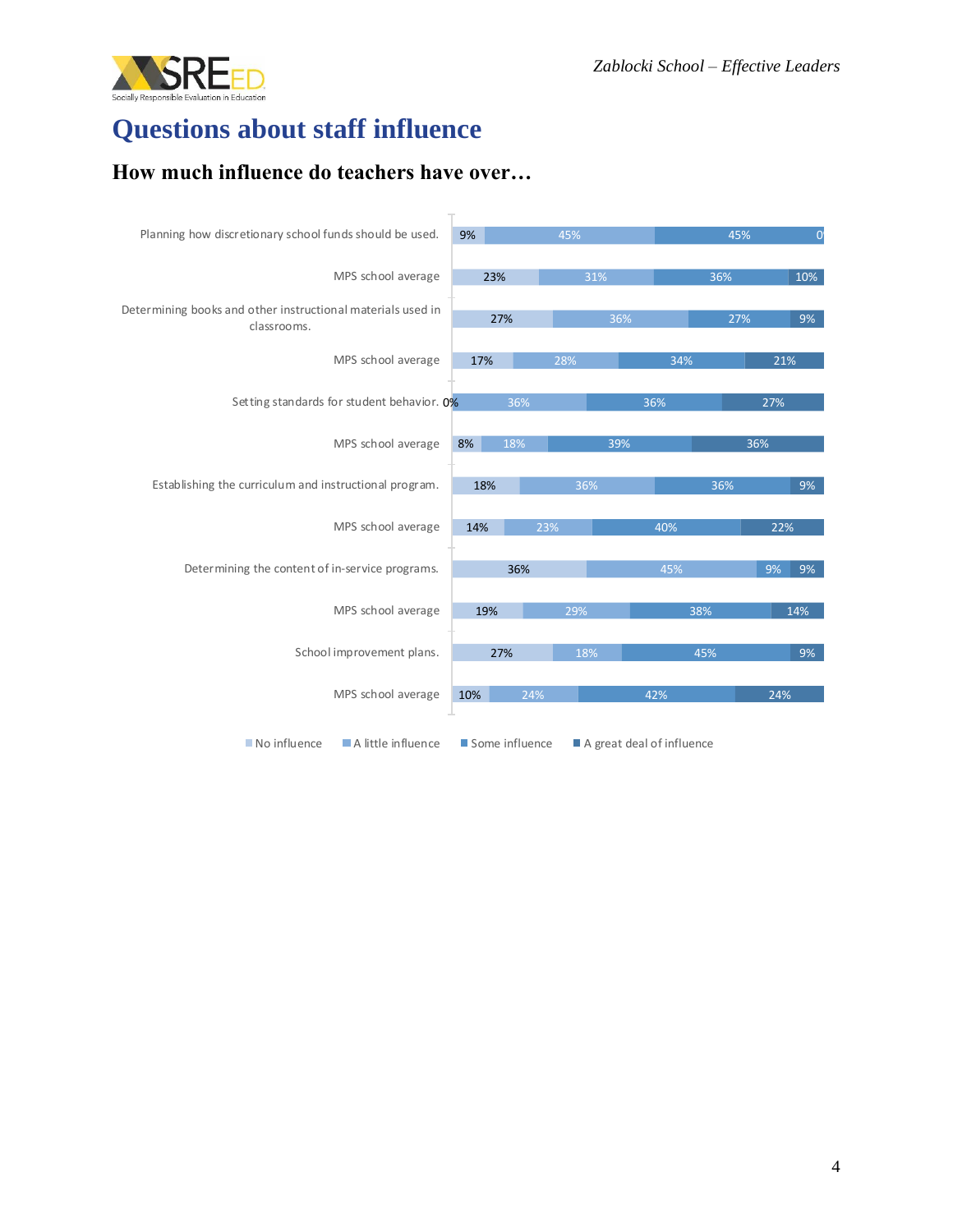# Questions about staff influence

## How much influence do teachers have over…

| | No influence | A little influence | Some influence | A great deal of influence |
|---|---|---|---|---|
| Planning how discretionary school funds should be used. | 9% | 45% | 45% | 0 |
| MPS school average | 23% | 31% | 36% | 10% |
| Determining books and other instructional materials used in classrooms. | 27% | 36% | 27% | 9% |
| MPS school average | 17% | 28% | 34% | 21% |
| Setting standards for student behavior. | 0% | 36% | 36% | 27% |
| MPS school average | 8% | 18% | 39% | 36% |
| Establishing the curriculum and instructional program. | 18% | 36% | 36% | 9% |
| MPS school average | 14% | 23% | 40% | 22% |
| Determining the content of in-service programs. | 36% | 45% | 9% | 9% |
| MPS school average | 19% | 29% | 38% | 14% |
| School improvement plans. | 27% | 18% | 45% | 9% |
| MPS school average | 10% | 24% | 42% | 24% |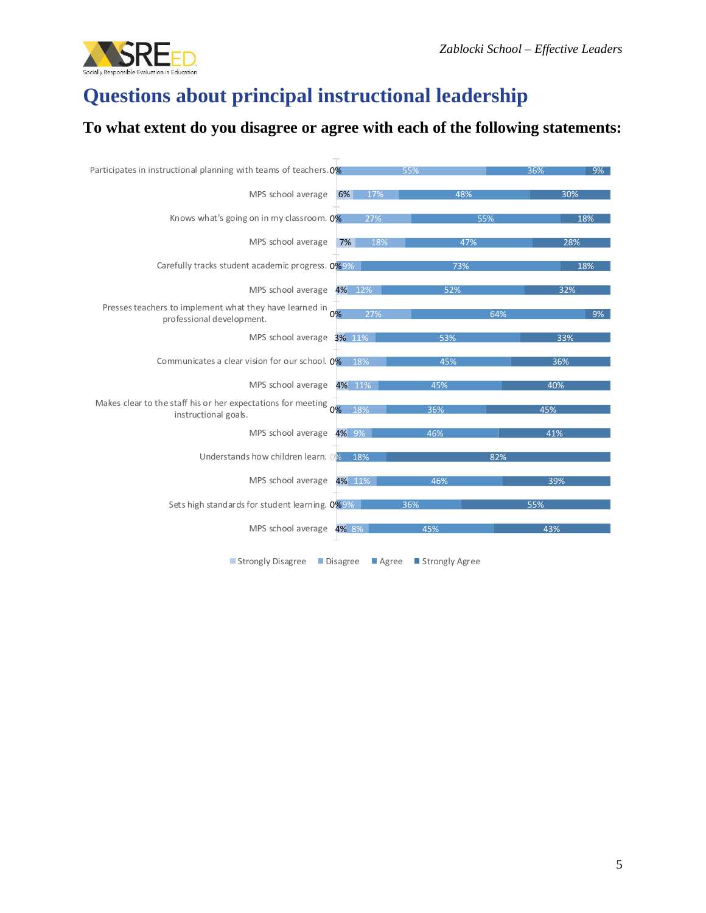# Questions about principal instructional leadership

## To what extent do you disagree or agree with each of the following statements:

| Statement | Strongly Disagree | Disagree | Agree | Strongly Agree |
|---|---|---|---|---|
| Participates in instructional planning with teams of teachers. | 0% | 55% | 36% | 9% |
| MPS school average | 6% | 17% | 48% | 30% |
| Knows what's going on in my classroom. | 0% | 27% | 55% | 18% |
| MPS school average | 7% | 18% | 47% | 28% |
| Carefully tracks student academic progress. | 0% | 9% | 73% | 18% |
| MPS school average | 4% | 12% | 52% | 32% |
| Presses teachers to implement what they have learned in professional development. | 0% | 27% | 64% | 9% |
| MPS school average | 3% | 11% | 53% | 33% |
| Communicates a clear vision for our school. | 0% | 18% | 45% | 36% |
| MPS school average | 4% | 11% | 45% | 40% |
| Makes clear to the staff his or her expectations for meeting instructional goals. | 0% | 18% | 36% | 45% |
| MPS school average | 4% | 9% | 46% | 41% |
| Understands how children learn. | 0% | 18% | 82% | |
| MPS school average | 4% | 11% | 46% | 39% |
| Sets high standards for student learning. | 0% | 9% | 36% | 55% |
| MPS school average | 4% | 8% | 45% | 43% |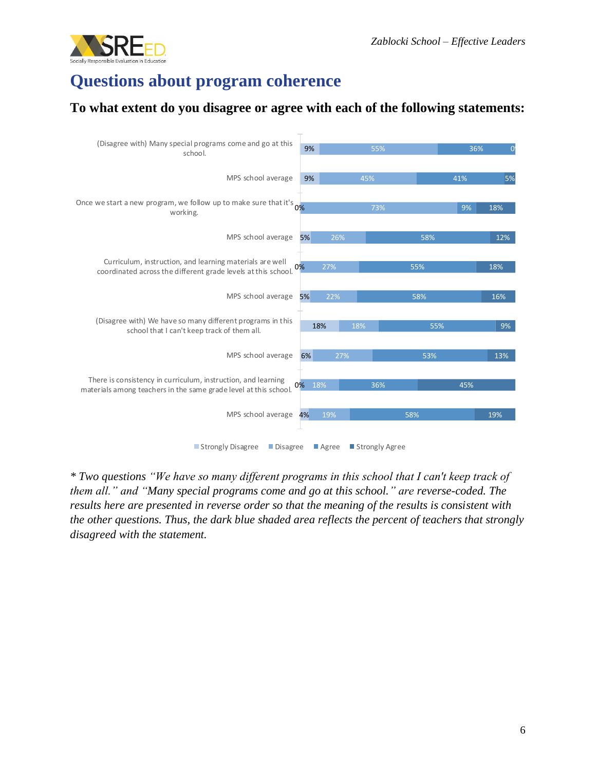## Questions about program coherence

### To what extent do you disagree or agree with each of the following statements:

(Disagree with) Many special programs come and go at this school.
9% 55% 36% 0%

MPS school average
9% 45% 41% 5%

Once we start a new program, we follow up to make sure that it's working.
0% 73% 9% 18%

MPS school average
5% 26% 58% 12%

Curriculum, instruction, and learning materials are well coordinated across the different grade levels at this school.
0% 27% 55% 18%

MPS school average
5% 22% 58% 16%

(Disagree with) We have so many different programs in this school that I can't keep track of them all.
18% 18% 55% 9%

MPS school average
6% 27% 53% 13%

There is consistency in curriculum, instruction, and learning materials among teachers in the same grade level at this school.
0% 18% 36% 45%

MPS school average
4% 19% 58% 19%

Strongly Disagree   Disagree   Agree   Strongly Agree

*\* Two questions "We have so many different programs in this school that I can't keep track of them all." and "Many special programs come and go at this school." are reverse-coded. The results here are presented in reverse order so that the meaning of the results is consistent with the other questions. Thus, the dark blue shaded area reflects the percent of teachers that strongly disagreed with the statement.*